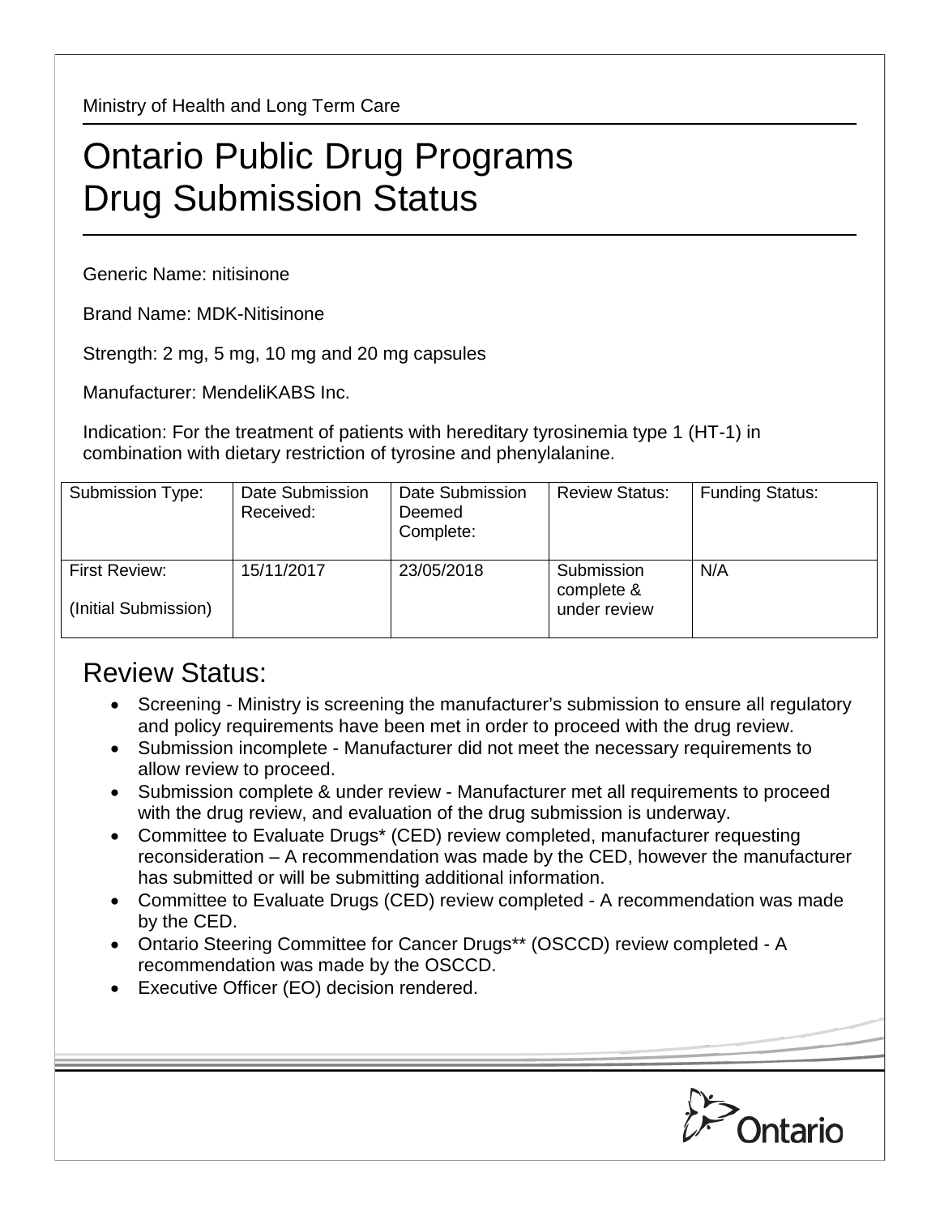Ministry of Health and Long Term Care

# Ontario Public Drug Programs Drug Submission Status

Generic Name: nitisinone

Brand Name: MDK-Nitisinone

Strength: 2 mg, 5 mg, 10 mg and 20 mg capsules

Manufacturer: MendeliKABS Inc.

Indication: For the treatment of patients with hereditary tyrosinemia type 1 (HT-1) in combination with dietary restriction of tyrosine and phenylalanine.

| Submission Type: | Date Submission Received: | Date Submission Deemed Complete: | Review Status: | Funding Status: |
|---|---|---|---|---|
| First Review: (Initial Submission) | 15/11/2017 | 23/05/2018 | Submission complete & under review | N/A |

## Review Status:

- Screening - Ministry is screening the manufacturer's submission to ensure all regulatory and policy requirements have been met in order to proceed with the drug review.
- Submission incomplete - Manufacturer did not meet the necessary requirements to allow review to proceed.
- Submission complete & under review - Manufacturer met all requirements to proceed with the drug review, and evaluation of the drug submission is underway.
- Committee to Evaluate Drugs* (CED) review completed, manufacturer requesting reconsideration – A recommendation was made by the CED, however the manufacturer has submitted or will be submitting additional information.
- Committee to Evaluate Drugs (CED) review completed - A recommendation was made by the CED.
- Ontario Steering Committee for Cancer Drugs** (OSCCD) review completed - A recommendation was made by the OSCCD.
- Executive Officer (EO) decision rendered.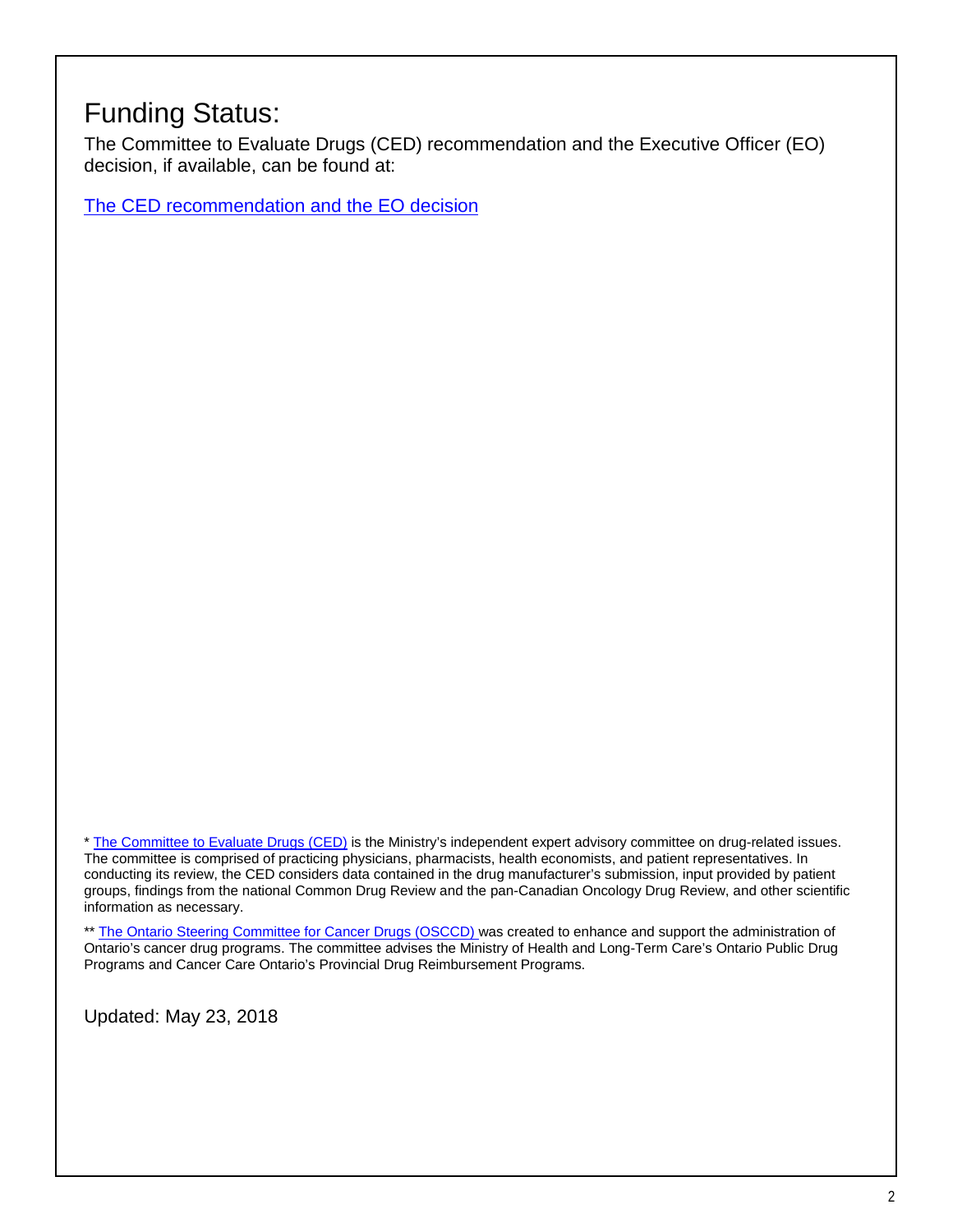# Funding Status:

The Committee to Evaluate Drugs (CED) recommendation and the Executive Officer (EO) decision, if available, can be found at:

The CED recommendation and the EO decision

* The Committee to Evaluate Drugs (CED) is the Ministry's independent expert advisory committee on drug-related issues. The committee is comprised of practicing physicians, pharmacists, health economists, and patient representatives. In conducting its review, the CED considers data contained in the drug manufacturer's submission, input provided by patient groups, findings from the national Common Drug Review and the pan-Canadian Oncology Drug Review, and other scientific information as necessary.

** The Ontario Steering Committee for Cancer Drugs (OSCCD) was created to enhance and support the administration of Ontario's cancer drug programs. The committee advises the Ministry of Health and Long-Term Care's Ontario Public Drug Programs and Cancer Care Ontario's Provincial Drug Reimbursement Programs.

Updated: May 23, 2018